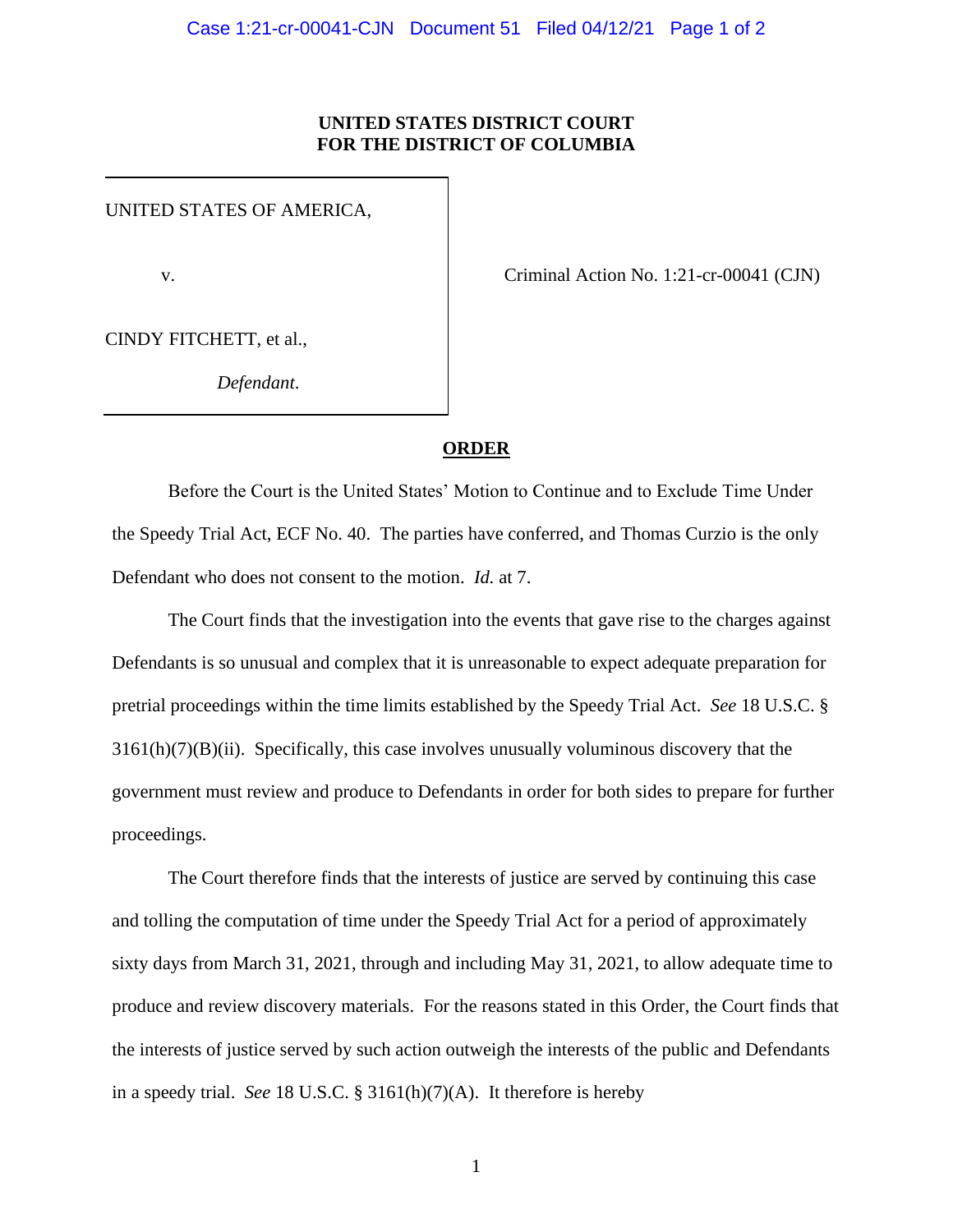**UNITED STATES DISTRICT COURT**
**FOR THE DISTRICT OF COLUMBIA**

| | |
|---|---|
| UNITED STATES OF AMERICA,<br><br>v.<br><br>CINDY FITCHETT, et al.,<br><br>*Defendant*. | Criminal Action No. 1:21-cr-00041 (CJN) |

**ORDER**

Before the Court is the United States' Motion to Continue and to Exclude Time Under the Speedy Trial Act, ECF No. 40. The parties have conferred, and Thomas Curzio is the only Defendant who does not consent to the motion. *Id.* at 7.

The Court finds that the investigation into the events that gave rise to the charges against Defendants is so unusual and complex that it is unreasonable to expect adequate preparation for pretrial proceedings within the time limits established by the Speedy Trial Act. *See* 18 U.S.C. § 3161(h)(7)(B)(ii). Specifically, this case involves unusually voluminous discovery that the government must review and produce to Defendants in order for both sides to prepare for further proceedings.

The Court therefore finds that the interests of justice are served by continuing this case and tolling the computation of time under the Speedy Trial Act for a period of approximately sixty days from March 31, 2021, through and including May 31, 2021, to allow adequate time to produce and review discovery materials. For the reasons stated in this Order, the Court finds that the interests of justice served by such action outweigh the interests of the public and Defendants in a speedy trial. *See* 18 U.S.C. § 3161(h)(7)(A). It therefore is hereby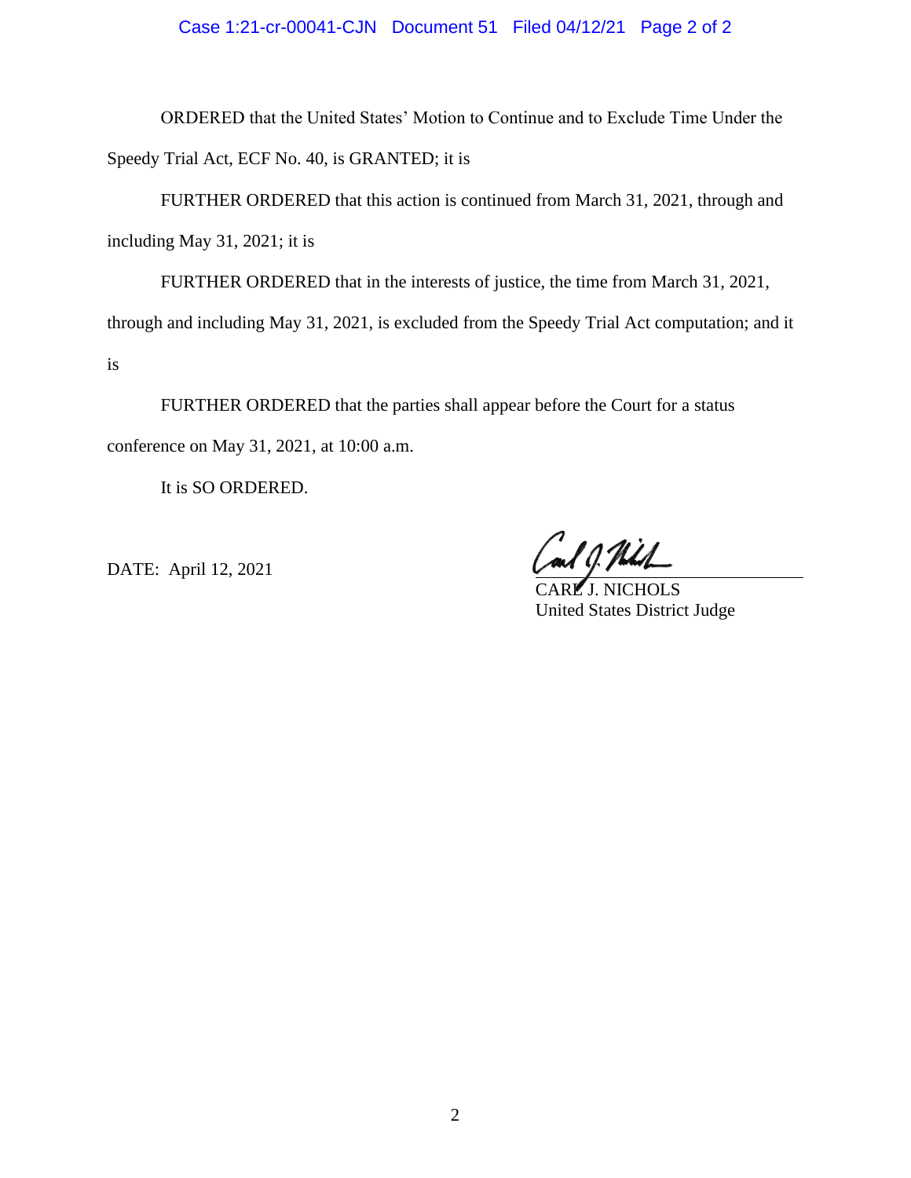ORDERED that the United States' Motion to Continue and to Exclude Time Under the Speedy Trial Act, ECF No. 40, is GRANTED; it is

FURTHER ORDERED that this action is continued from March 31, 2021, through and including May 31, 2021; it is

FURTHER ORDERED that in the interests of justice, the time from March 31, 2021, through and including May 31, 2021, is excluded from the Speedy Trial Act computation; and it is

FURTHER ORDERED that the parties shall appear before the Court for a status conference on May 31, 2021, at 10:00 a.m.

It is SO ORDERED.

DATE: April 12, 2021

CARL J. NICHOLS
United States District Judge